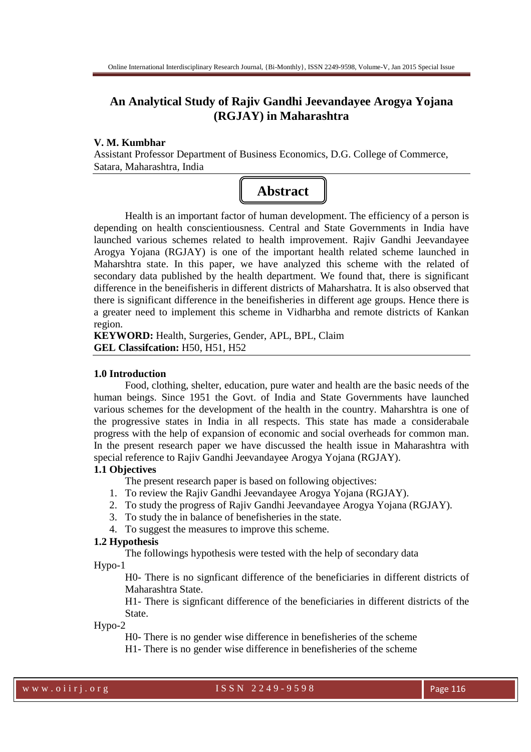# An Analytical Study of Rajiv Gandhi Jeevandayee Arogya Yojana (RGJAY) in Maharashtra

**V. M. Kumbhar**

Assistant Professor Department of Business Economics, D.G. College of Commerce, Satara, Maharashtra, India

## Abstract

Health is an important factor of human development. The efficiency of a person is depending on health conscientiousness. Central and State Governments in India have launched various schemes related to health improvement. Rajiv Gandhi Jeevandayee Arogya Yojana (RGJAY) is one of the important health related scheme launched in Maharshtra state. In this paper, we have analyzed this scheme with the related of secondary data published by the health department. We found that, there is significant difference in the beneifisheris in different districts of Maharshatra. It is also observed that there is significant difference in the beneifisheries in different age groups. Hence there is a greater need to implement this scheme in Vidharbha and remote districts of Kankan region.

**KEYWORD:** Health, Surgeries, Gender, APL, BPL, Claim

**GEL Classifcation:** H50, H51, H52

### 1.0 Introduction

Food, clothing, shelter, education, pure water and health are the basic needs of the human beings. Since 1951 the Govt. of India and State Governments have launched various schemes for the development of the health in the country. Maharshtra is one of the progressive states in India in all respects. This state has made a considerabale progress with the help of expansion of economic and social overheads for common man. In the present research paper we have discussed the health issue in Maharashtra with special reference to Rajiv Gandhi Jeevandayee Arogya Yojana (RGJAY).

### 1.1 Objectives

The present research paper is based on following objectives:

1. To review the Rajiv Gandhi Jeevandayee Arogya Yojana (RGJAY).
2. To study the progress of Rajiv Gandhi Jeevandayee Arogya Yojana (RGJAY).
3. To study the in balance of benefisheries in the state.
4. To suggest the measures to improve this scheme.

### 1.2 Hypothesis

The followings hypothesis were tested with the help of secondary data

Hypo-1

H0- There is no signficant difference of the beneficiaries in different districts of Maharashtra State.

H1- There is signficant difference of the beneficiaries in different districts of the State.

Hypo-2

H0- There is no gender wise difference in benefisheries of the scheme

H1- There is no gender wise difference in benefisheries of the scheme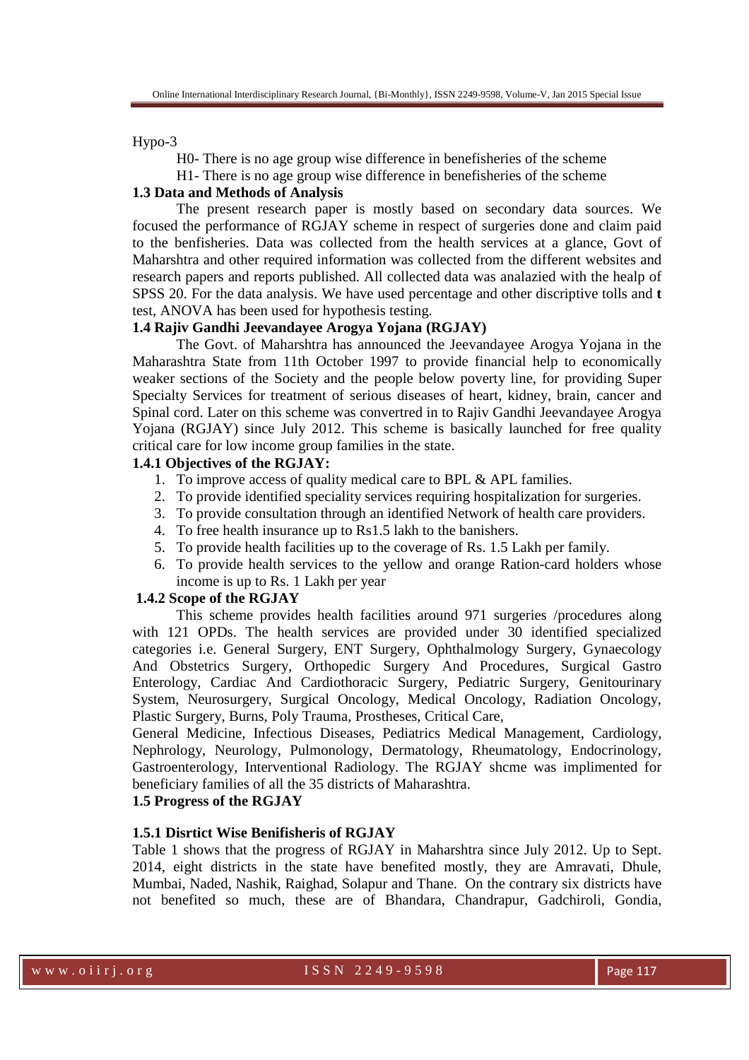Hypo-3

H0- There is no age group wise difference in benefisheries of the scheme

H1- There is no age group wise difference in benefisheries of the scheme

### 1.3 Data and Methods of Analysis

The present research paper is mostly based on secondary data sources. We focused the performance of RGJAY scheme in respect of surgeries done and claim paid to the benfisheries. Data was collected from the health services at a glance, Govt of Maharshtra and other required information was collected from the different websites and research papers and reports published. All collected data was analazied with the healp of SPSS 20. For the data analysis. We have used percentage and other discriptive tolls and **t** test, ANOVA has been used for hypothesis testing.

### 1.4 Rajiv Gandhi Jeevandayee Arogya Yojana (RGJAY)

The Govt. of Maharshtra has announced the Jeevandayee Arogya Yojana in the Maharashtra State from 11th October 1997 to provide financial help to economically weaker sections of the Society and the people below poverty line, for providing Super Specialty Services for treatment of serious diseases of heart, kidney, brain, cancer and Spinal cord. Later on this scheme was convertred in to Rajiv Gandhi Jeevandayee Arogya Yojana (RGJAY) since July 2012. This scheme is basically launched for free quality critical care for low income group families in the state.

#### 1.4.1 Objectives of the RGJAY:

1. To improve access of quality medical care to BPL & APL families.
2. To provide identified speciality services requiring hospitalization for surgeries.
3. To provide consultation through an identified Network of health care providers.
4. To free health insurance up to Rs1.5 lakh to the banishers.
5. To provide health facilities up to the coverage of Rs. 1.5 Lakh per family.
6. To provide health services to the yellow and orange Ration-card holders whose income is up to Rs. 1 Lakh per year

#### 1.4.2 Scope of the RGJAY

This scheme provides health facilities around 971 surgeries /procedures along with 121 OPDs. The health services are provided under 30 identified specialized categories i.e. General Surgery, ENT Surgery, Ophthalmology Surgery, Gynaecology And Obstetrics Surgery, Orthopedic Surgery And Procedures, Surgical Gastro Enterology, Cardiac And Cardiothoracic Surgery, Pediatric Surgery, Genitourinary System, Neurosurgery, Surgical Oncology, Medical Oncology, Radiation Oncology, Plastic Surgery, Burns, Poly Trauma, Prostheses, Critical Care,

General Medicine, Infectious Diseases, Pediatrics Medical Management, Cardiology, Nephrology, Neurology, Pulmonology, Dermatology, Rheumatology, Endocrinology, Gastroenterology, Interventional Radiology. The RGJAY shcme was implimented for beneficiary families of all the 35 districts of Maharashtra.

### 1.5 Progress of the RGJAY

#### 1.5.1 Disrtict Wise Benifisheris of RGJAY

Table 1 shows that the progress of RGJAY in Maharshtra since July 2012. Up to Sept. 2014, eight districts in the state have benefited mostly, they are Amravati, Dhule, Mumbai, Naded, Nashik, Raighad, Solapur and Thane. On the contrary six districts have not benefited so much, these are of Bhandara, Chandrapur, Gadchiroli, Gondia,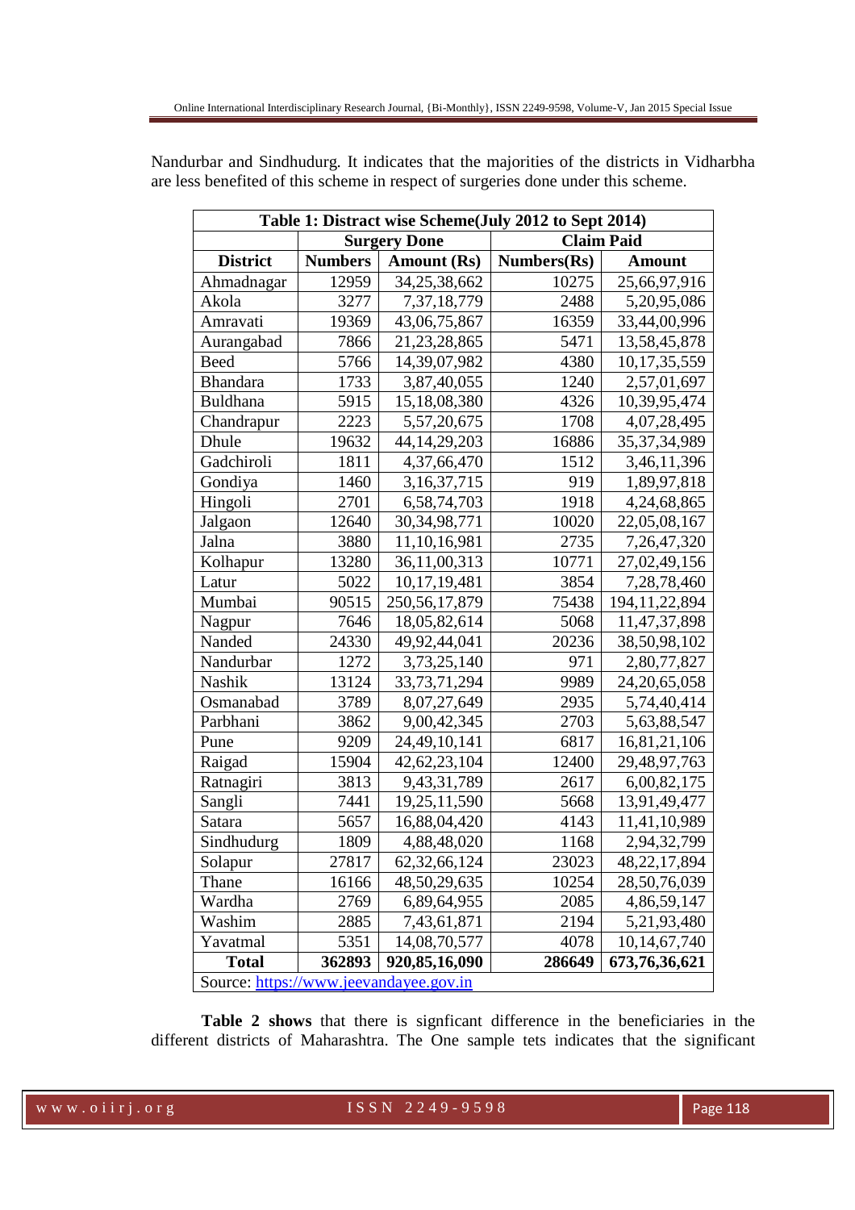Nandurbar and Sindhudurg. It indicates that the majorities of the districts in Vidharbha are less benefited of this scheme in respect of surgeries done under this scheme.

| Table 1: Distract wise Scheme(July 2012 to Sept 2014) | | | | |
|---|---|---|---|---|
| | Surgery Done | | Claim Paid | |
| **District** | **Numbers** | **Amount (Rs)** | **Numbers(Rs)** | **Amount** |
| Ahmadnagar | 12959 | 34,25,38,662 | 10275 | 25,66,97,916 |
| Akola | 3277 | 7,37,18,779 | 2488 | 5,20,95,086 |
| Amravati | 19369 | 43,06,75,867 | 16359 | 33,44,00,996 |
| Aurangabad | 7866 | 21,23,28,865 | 5471 | 13,58,45,878 |
| Beed | 5766 | 14,39,07,982 | 4380 | 10,17,35,559 |
| Bhandara | 1733 | 3,87,40,055 | 1240 | 2,57,01,697 |
| Buldhana | 5915 | 15,18,08,380 | 4326 | 10,39,95,474 |
| Chandrapur | 2223 | 5,57,20,675 | 1708 | 4,07,28,495 |
| Dhule | 19632 | 44,14,29,203 | 16886 | 35,37,34,989 |
| Gadchiroli | 1811 | 4,37,66,470 | 1512 | 3,46,11,396 |
| Gondiya | 1460 | 3,16,37,715 | 919 | 1,89,97,818 |
| Hingoli | 2701 | 6,58,74,703 | 1918 | 4,24,68,865 |
| Jalgaon | 12640 | 30,34,98,771 | 10020 | 22,05,08,167 |
| Jalna | 3880 | 11,10,16,981 | 2735 | 7,26,47,320 |
| Kolhapur | 13280 | 36,11,00,313 | 10771 | 27,02,49,156 |
| Latur | 5022 | 10,17,19,481 | 3854 | 7,28,78,460 |
| Mumbai | 90515 | 250,56,17,879 | 75438 | 194,11,22,894 |
| Nagpur | 7646 | 18,05,82,614 | 5068 | 11,47,37,898 |
| Nanded | 24330 | 49,92,44,041 | 20236 | 38,50,98,102 |
| Nandurbar | 1272 | 3,73,25,140 | 971 | 2,80,77,827 |
| Nashik | 13124 | 33,73,71,294 | 9989 | 24,20,65,058 |
| Osmanabad | 3789 | 8,07,27,649 | 2935 | 5,74,40,414 |
| Parbhani | 3862 | 9,00,42,345 | 2703 | 5,63,88,547 |
| Pune | 9209 | 24,49,10,141 | 6817 | 16,81,21,106 |
| Raigad | 15904 | 42,62,23,104 | 12400 | 29,48,97,763 |
| Ratnagiri | 3813 | 9,43,31,789 | 2617 | 6,00,82,175 |
| Sangli | 7441 | 19,25,11,590 | 5668 | 13,91,49,477 |
| Satara | 5657 | 16,88,04,420 | 4143 | 11,41,10,989 |
| Sindhudurg | 1809 | 4,88,48,020 | 1168 | 2,94,32,799 |
| Solapur | 27817 | 62,32,66,124 | 23023 | 48,22,17,894 |
| Thane | 16166 | 48,50,29,635 | 10254 | 28,50,76,039 |
| Wardha | 2769 | 6,89,64,955 | 2085 | 4,86,59,147 |
| Washim | 2885 | 7,43,61,871 | 2194 | 5,21,93,480 |
| Yavatmal | 5351 | 14,08,70,577 | 4078 | 10,14,67,740 |
| **Total** | **362893** | **920,85,16,090** | **286649** | **673,76,36,621** |
| Source: https://www.jeevandayee.gov.in | | | | |

**Table 2 shows** that there is signficant difference in the beneficiaries in the different districts of Maharashtra. The One sample tets indicates that the significant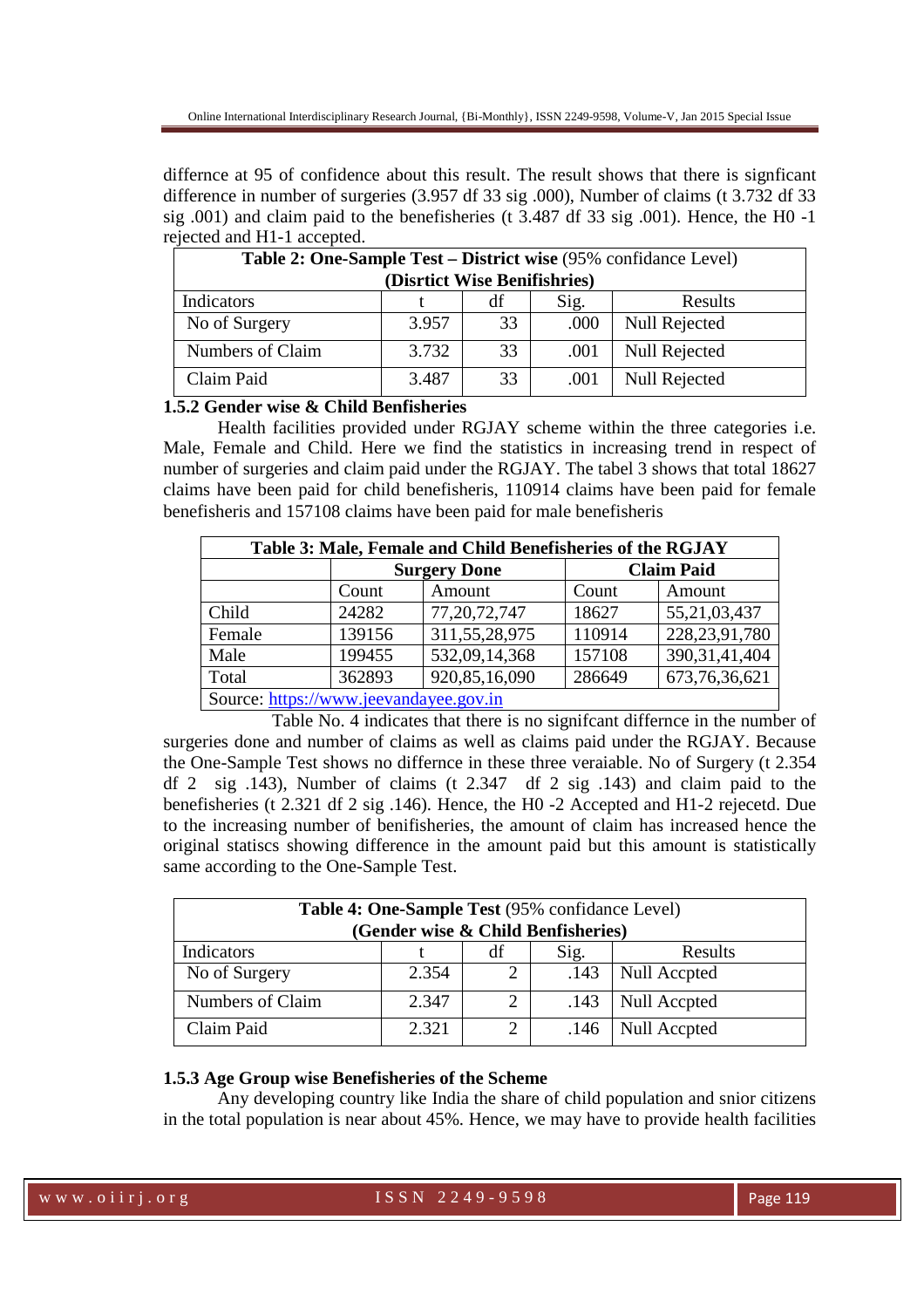differnce at 95 of confidence about this result. The result shows that there is signficant difference in number of surgeries (3.957 df 33 sig .000), Number of claims (t 3.732 df 33 sig .001) and claim paid to the benefisheries (t 3.487 df 33 sig .001). Hence, the H0 -1 rejected and H1-1 accepted.

| **Table 2: One-Sample Test – District wise** (95% confidance Level) **(Disrtict Wise Benifishries)** | | | | |
|---|---|---|---|---|
| Indicators | t | df | Sig. | Results |
| No of Surgery | 3.957 | 33 | .000 | Null Rejected |
| Numbers of Claim | 3.732 | 33 | .001 | Null Rejected |
| Claim Paid | 3.487 | 33 | .001 | Null Rejected |

### 1.5.2 Gender wise & Child Benfisheries

Health facilities provided under RGJAY scheme within the three categories i.e. Male, Female and Child. Here we find the statistics in increasing trend in respect of number of surgeries and claim paid under the RGJAY. The tabel 3 shows that total 18627 claims have been paid for child benefisheris, 110914 claims have been paid for female benefisheris and 157108 claims have been paid for male benefisheris

| **Table 3: Male, Female and Child Benefisheries of the RGJAY** | | | | |
|---|---|---|---|---|
| | **Surgery Done** | | **Claim Paid** | |
| | Count | Amount | Count | Amount |
| Child | 24282 | 77,20,72,747 | 18627 | 55,21,03,437 |
| Female | 139156 | 311,55,28,975 | 110914 | 228,23,91,780 |
| Male | 199455 | 532,09,14,368 | 157108 | 390,31,41,404 |
| Total | 362893 | 920,85,16,090 | 286649 | 673,76,36,621 |
| Source: https://www.jeevandayee.gov.in | | | | |

Table No. 4 indicates that there is no signifcant differnce in the number of surgeries done and number of claims as well as claims paid under the RGJAY. Because the One-Sample Test shows no differnce in these three veraiable. No of Surgery (t 2.354 df 2 sig .143), Number of claims (t 2.347 df 2 sig .143) and claim paid to the benefisheries (t 2.321 df 2 sig .146). Hence, the H0 -2 Accepted and H1-2 rejecetd. Due to the increasing number of benifisheries, the amount of claim has increased hence the original statiscs showing difference in the amount paid but this amount is statistically same according to the One-Sample Test.

| **Table 4: One-Sample Test** (95% confidance Level) **(Gender wise & Child Benfisheries)** | | | | |
|---|---|---|---|---|
| Indicators | t | df | Sig. | Results |
| No of Surgery | 2.354 | 2 | .143 | Null Accpted |
| Numbers of Claim | 2.347 | 2 | .143 | Null Accpted |
| Claim Paid | 2.321 | 2 | .146 | Null Accpted |

### 1.5.3 Age Group wise Benefisheries of the Scheme

Any developing country like India the share of child population and snior citizens in the total population is near about 45%. Hence, we may have to provide health facilities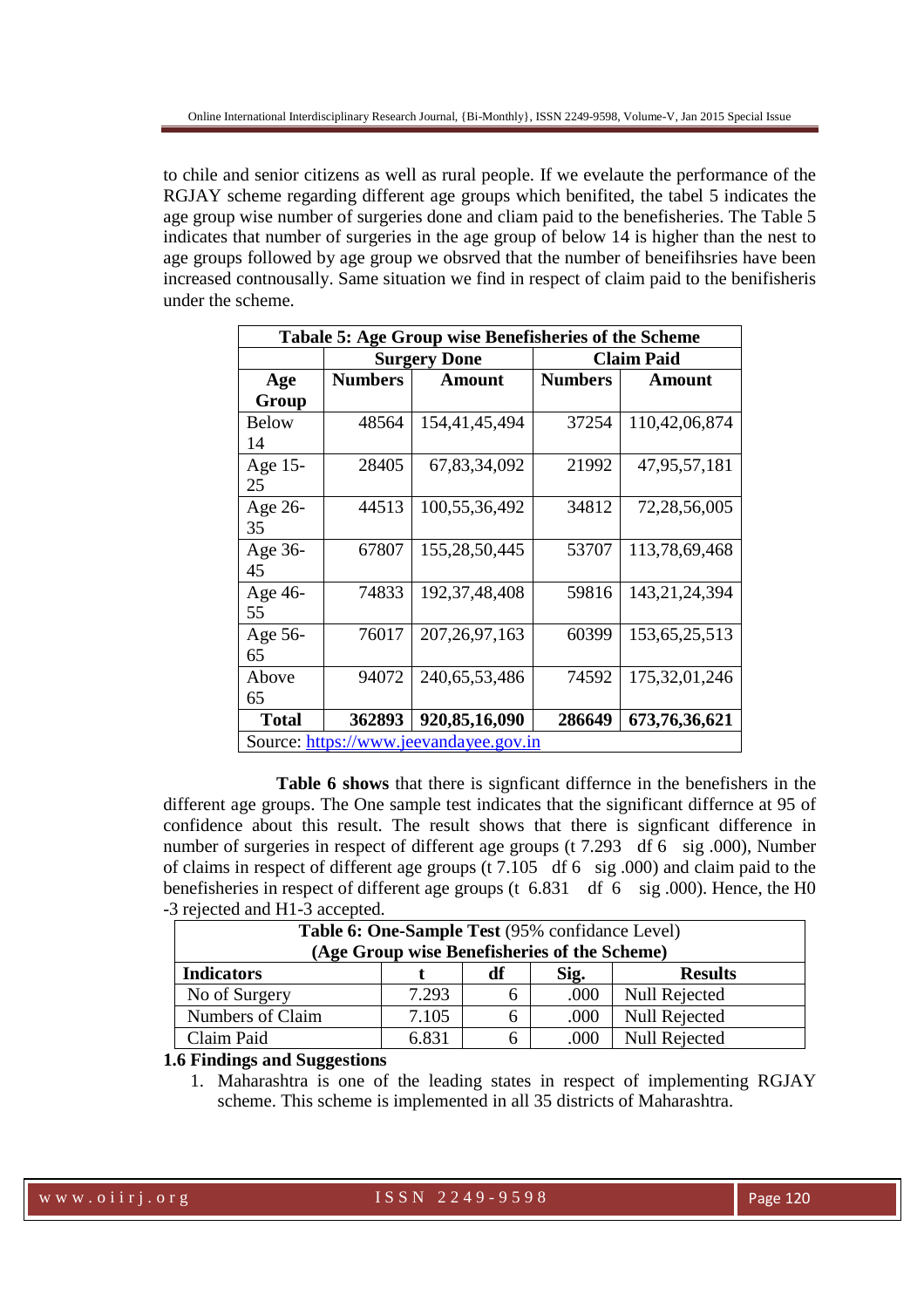to chile and senior citizens as well as rural people. If we evelaute the performance of the RGJAY scheme regarding different age groups which benifited, the tabel 5 indicates the age group wise number of surgeries done and cliam paid to the benefisheries. The Table 5 indicates that number of surgeries in the age group of below 14 is higher than the nest to age groups followed by age group we obsrved that the number of beneifihsries have been increased contnousally. Same situation we find in respect of claim paid to the benifisheris under the scheme.

| **Tabale 5: Age Group wise Benefisheries of the Scheme** | | | | |
|---|---|---|---|---|
| | **Surgery Done** | | **Claim Paid** | |
| **Age Group** | **Numbers** | **Amount** | **Numbers** | **Amount** |
| Below 14 | 48564 | 154,41,45,494 | 37254 | 110,42,06,874 |
| Age 15-25 | 28405 | 67,83,34,092 | 21992 | 47,95,57,181 |
| Age 26-35 | 44513 | 100,55,36,492 | 34812 | 72,28,56,005 |
| Age 36-45 | 67807 | 155,28,50,445 | 53707 | 113,78,69,468 |
| Age 46-55 | 74833 | 192,37,48,408 | 59816 | 143,21,24,394 |
| Age 56-65 | 76017 | 207,26,97,163 | 60399 | 153,65,25,513 |
| Above 65 | 94072 | 240,65,53,486 | 74592 | 175,32,01,246 |
| **Total** | **362893** | **920,85,16,090** | **286649** | **673,76,36,621** |
| Source: https://www.jeevandayee.gov.in | | | | |

**Table 6 shows** that there is signficant differnce in the benefishers in the different age groups. The One sample test indicates that the significant differnce at 95 of confidence about this result. The result shows that there is signficant difference in number of surgeries in respect of different age groups (t 7.293 df 6 sig .000), Number of claims in respect of different age groups (t 7.105 df 6 sig .000) and claim paid to the benefisheries in respect of different age groups (t 6.831 df 6 sig .000). Hence, the H0 -3 rejected and H1-3 accepted.

| **Table 6: One-Sample Test** (95% confidance Level) **(Age Group wise Benefisheries of the Scheme)** | | | | |
|---|---|---|---|---|
| **Indicators** | **t** | **df** | **Sig.** | **Results** |
| No of Surgery | 7.293 | 6 | .000 | Null Rejected |
| Numbers of Claim | 7.105 | 6 | .000 | Null Rejected |
| Claim Paid | 6.831 | 6 | .000 | Null Rejected |

**1.6 Findings and Suggestions**

1. Maharashtra is one of the leading states in respect of implementing RGJAY scheme. This scheme is implemented in all 35 districts of Maharashtra.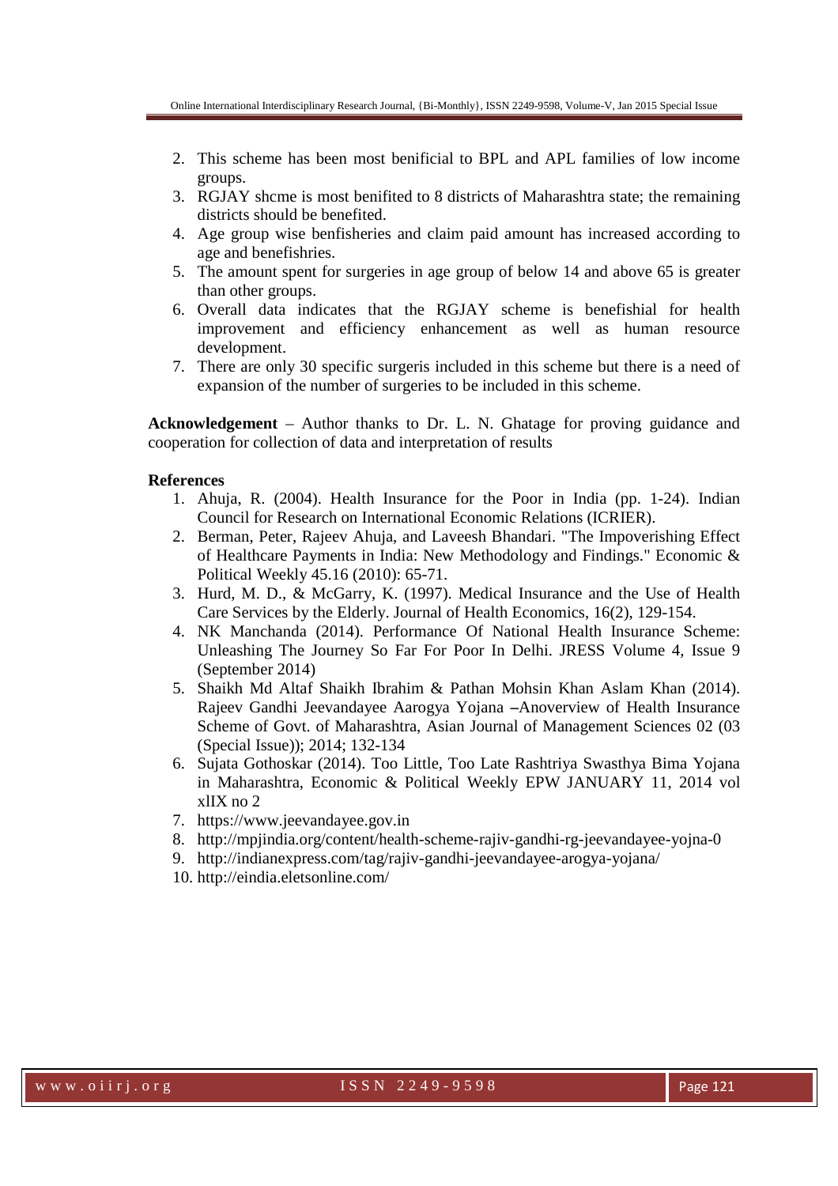2. This scheme has been most benificial to BPL and APL families of low income groups.
3. RGJAY shcme is most benifited to 8 districts of Maharashtra state; the remaining districts should be benefited.
4. Age group wise benfisheries and claim paid amount has increased according to age and benefishries.
5. The amount spent for surgeries in age group of below 14 and above 65 is greater than other groups.
6. Overall data indicates that the RGJAY scheme is benefishial for health improvement and efficiency enhancement as well as human resource development.
7. There are only 30 specific surgeris included in this scheme but there is a need of expansion of the number of surgeries to be included in this scheme.

**Acknowledgement** – Author thanks to Dr. L. N. Ghatage for proving guidance and cooperation for collection of data and interpretation of results

**References**

1. Ahuja, R. (2004). Health Insurance for the Poor in India (pp. 1-24). Indian Council for Research on International Economic Relations (ICRIER).
2. Berman, Peter, Rajeev Ahuja, and Laveesh Bhandari. "The Impoverishing Effect of Healthcare Payments in India: New Methodology and Findings." Economic & Political Weekly 45.16 (2010): 65-71.
3. Hurd, M. D., & McGarry, K. (1997). Medical Insurance and the Use of Health Care Services by the Elderly. Journal of Health Economics, 16(2), 129-154.
4. NK Manchanda (2014). Performance Of National Health Insurance Scheme: Unleashing The Journey So Far For Poor In Delhi. JRESS Volume 4, Issue 9 (September 2014)
5. Shaikh Md Altaf Shaikh Ibrahim & Pathan Mohsin Khan Aslam Khan (2014). Rajeev Gandhi Jeevandayee Aarogya Yojana –Anoverview of Health Insurance Scheme of Govt. of Maharashtra, Asian Journal of Management Sciences 02 (03 (Special Issue)); 2014; 132-134
6. Sujata Gothoskar (2014). Too Little, Too Late Rashtriya Swasthya Bima Yojana in Maharashtra, Economic & Political Weekly EPW JANUARY 11, 2014 vol xlIX no 2
7. https://www.jeevandayee.gov.in
8. http://mpjindia.org/content/health-scheme-rajiv-gandhi-rg-jeevandayee-yojna-0
9. http://indianexpress.com/tag/rajiv-gandhi-jeevandayee-arogya-yojana/
10. http://eindia.eletsonline.com/